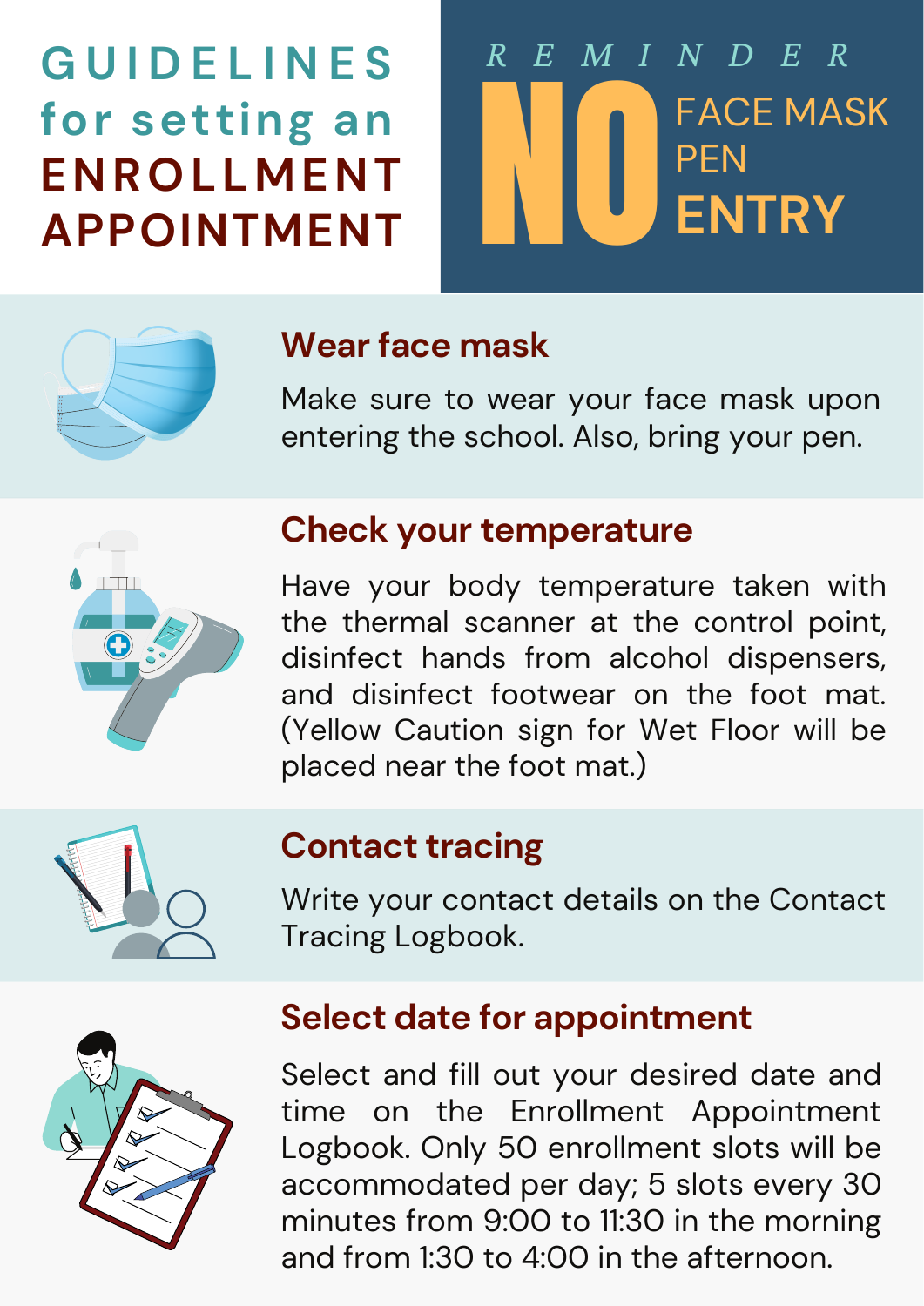# GUIDELINES for setting an ENROLLMENT APPOINTMENT

**REMINDER**

**NO** FACE MASK
PEN
**ENTRY**

## Wear face mask

Make sure to wear your face mask upon entering the school. Also, bring your pen.

## Check your temperature

Have your body temperature taken with the thermal scanner at the control point, disinfect hands from alcohol dispensers, and disinfect footwear on the foot mat. (Yellow Caution sign for Wet Floor will be placed near the foot mat.)

## Contact tracing

Write your contact details on the Contact Tracing Logbook.

## Select date for appointment

Select and fill out your desired date and time on the Enrollment Appointment Logbook. Only 50 enrollment slots will be accommodated per day; 5 slots every 30 minutes from 9:00 to 11:30 in the morning and from 1:30 to 4:00 in the afternoon.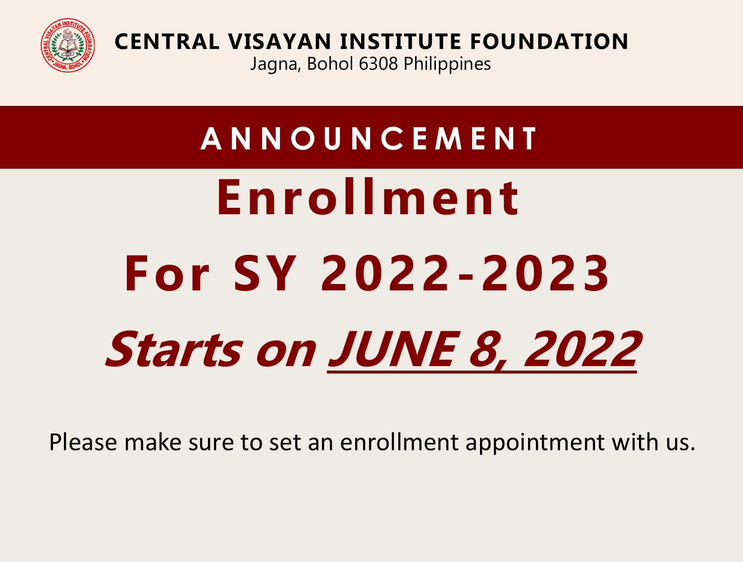**CENTRAL VISAYAN INSTITUTE FOUNDATION**
Jagna, Bohol 6308 Philippines

## ANNOUNCEMENT

# Enrollment

# For SY 2022-2023

# *Starts on JUNE 8, 2022*

Please make sure to set an enrollment appointment with us.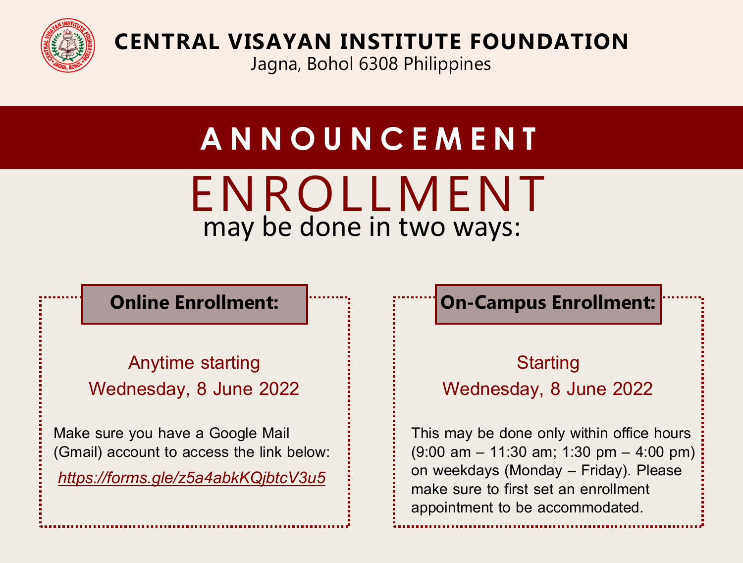# CENTRAL VISAYAN INSTITUTE FOUNDATION

Jagna, Bohol 6308 Philippines

## ANNOUNCEMENT

# ENROLLMENT

may be done in two ways:

### Online Enrollment:

Anytime starting
Wednesday, 8 June 2022

Make sure you have a Google Mail (Gmail) account to access the link below:

*https://forms.gle/z5a4abkKQjbtcV3u5*

### On-Campus Enrollment:

Starting
Wednesday, 8 June 2022

This may be done only within office hours (9:00 am – 11:30 am; 1:30 pm – 4:00 pm) on weekdays (Monday – Friday). Please make sure to first set an enrollment appointment to be accommodated.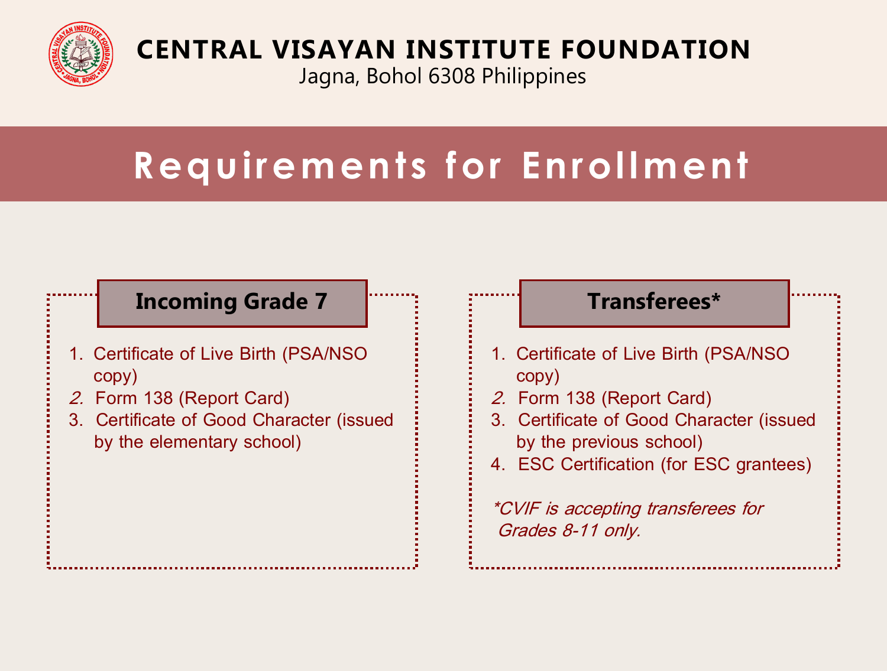# CENTRAL VISAYAN INSTITUTE FOUNDATION

Jagna, Bohol 6308 Philippines

## Requirements for Enrollment

### Incoming Grade 7

1. Certificate of Live Birth (PSA/NSO copy)
2. Form 138 (Report Card)
3. Certificate of Good Character (issued by the elementary school)

### Transferees*

1. Certificate of Live Birth (PSA/NSO copy)
2. Form 138 (Report Card)
3. Certificate of Good Character (issued by the previous school)
4. ESC Certification (for ESC grantees)

*\*CVIF is accepting transferees for Grades 8-11 only.*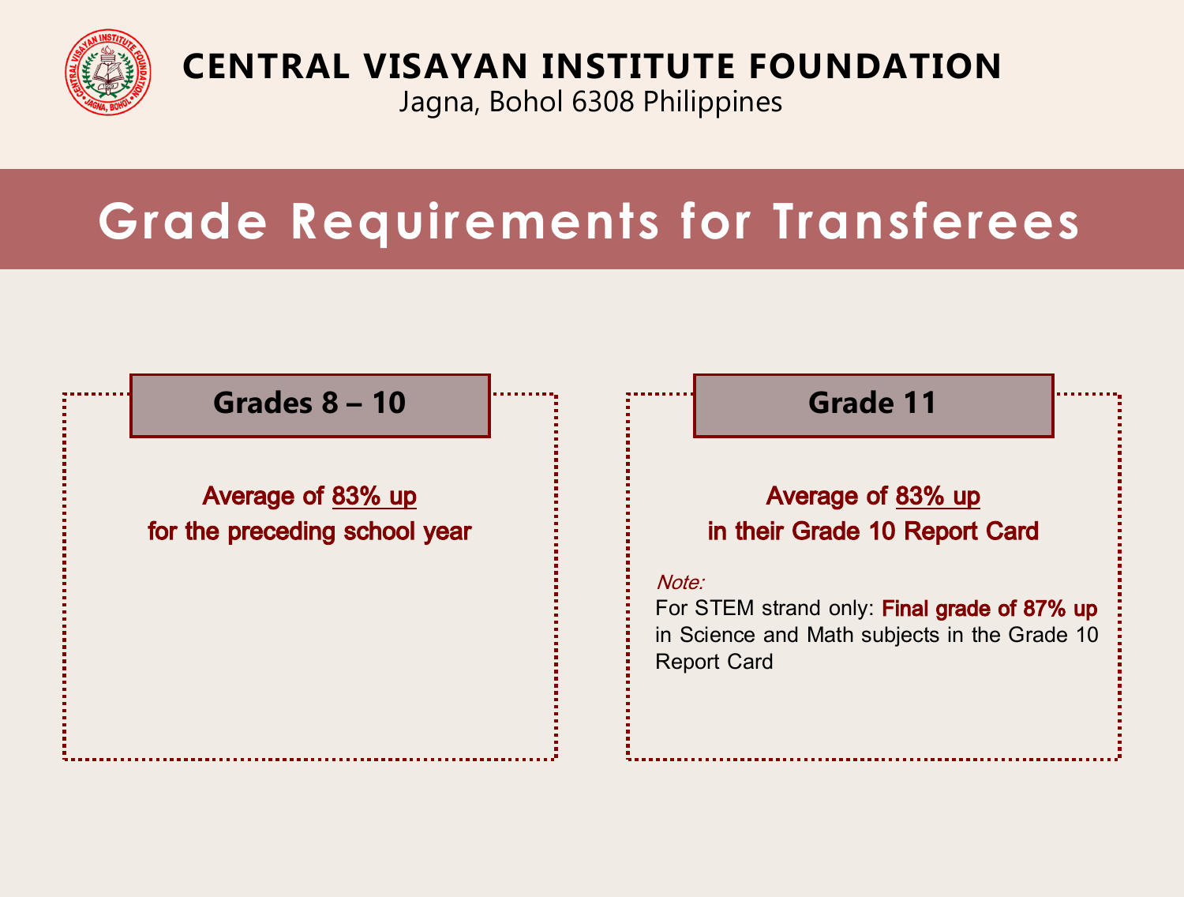**CENTRAL VISAYAN INSTITUTE FOUNDATION**

Jagna, Bohol 6308 Philippines

# Grade Requirements for Transferees

## Grades 8 – 10

**Average of 83% up**
**for the preceding school year**

## Grade 11

**Average of 83% up**
**in their Grade 10 Report Card**

*Note:*
For STEM strand only: **Final grade of 87% up** in Science and Math subjects in the Grade 10 Report Card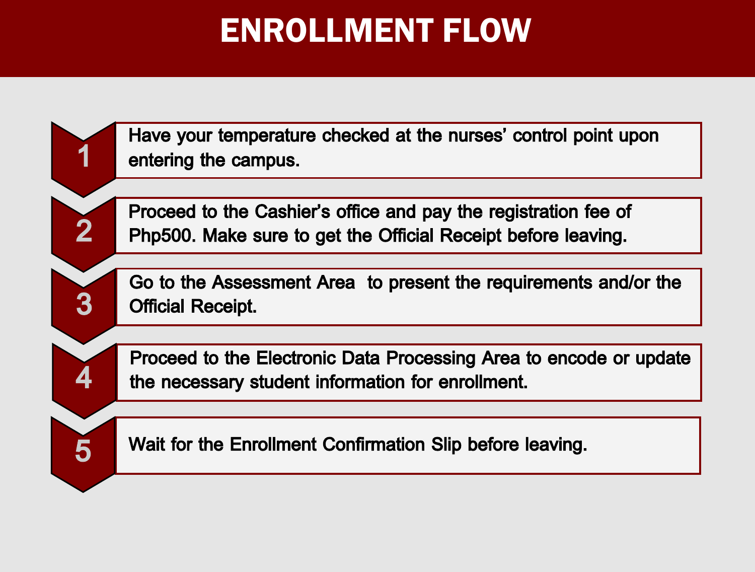# ENROLLMENT FLOW

1. Have your temperature checked at the nurses' control point upon entering the campus.
2. Proceed to the Cashier's office and pay the registration fee of Php500. Make sure to get the Official Receipt before leaving.
3. Go to the Assessment Area to present the requirements and/or the Official Receipt.
4. Proceed to the Electronic Data Processing Area to encode or update the necessary student information for enrollment.
5. Wait for the Enrollment Confirmation Slip before leaving.